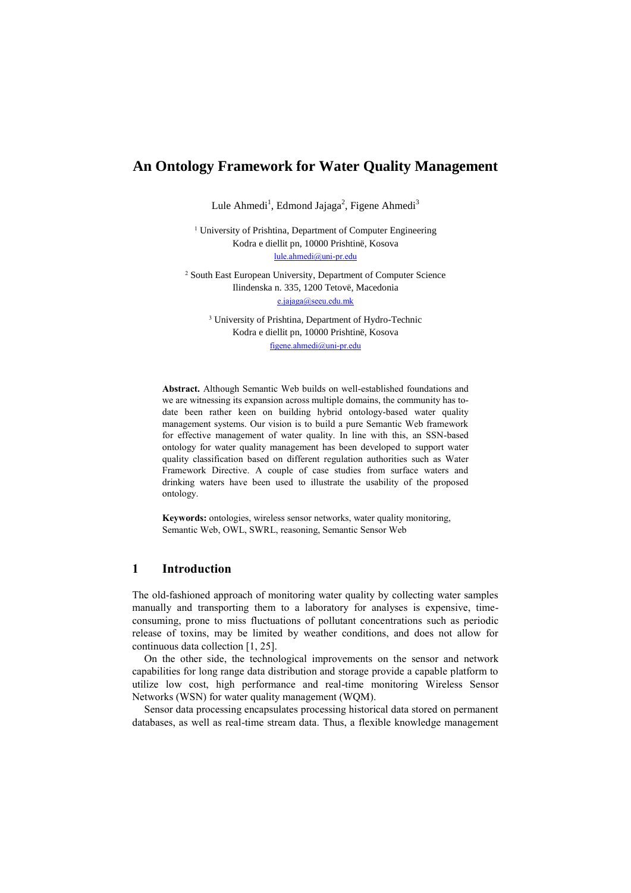# An Ontology Framework for Water Quality Management

Lule Ahmedi[1], Edmond Jajaga[2], Figene Ahmedi[3]

[1] University of Prishtina, Department of Computer Engineering
Kodra e diellit pn, 10000 Prishtinë, Kosova
lule.ahmedi@uni-pr.edu

[2] South East European University, Department of Computer Science
Ilindenska n. 335, 1200 Tetovë, Macedonia
e.jajaga@seeu.edu.mk

[3] University of Prishtina, Department of Hydro-Technic
Kodra e diellit pn, 10000 Prishtinë, Kosova
figene.ahmedi@uni-pr.edu

**Abstract.** Although Semantic Web builds on well-established foundations and we are witnessing its expansion across multiple domains, the community has to-date been rather keen on building hybrid ontology-based water quality management systems. Our vision is to build a pure Semantic Web framework for effective management of water quality. In line with this, an SSN-based ontology for water quality management has been developed to support water quality classification based on different regulation authorities such as Water Framework Directive. A couple of case studies from surface waters and drinking waters have been used to illustrate the usability of the proposed ontology.

**Keywords:** ontologies, wireless sensor networks, water quality monitoring, Semantic Web, OWL, SWRL, reasoning, Semantic Sensor Web

## 1 Introduction

The old-fashioned approach of monitoring water quality by collecting water samples manually and transporting them to a laboratory for analyses is expensive, time-consuming, prone to miss fluctuations of pollutant concentrations such as periodic release of toxins, may be limited by weather conditions, and does not allow for continuous data collection [1, 25].

On the other side, the technological improvements on the sensor and network capabilities for long range data distribution and storage provide a capable platform to utilize low cost, high performance and real-time monitoring Wireless Sensor Networks (WSN) for water quality management (WQM).

Sensor data processing encapsulates processing historical data stored on permanent databases, as well as real-time stream data. Thus, a flexible knowledge management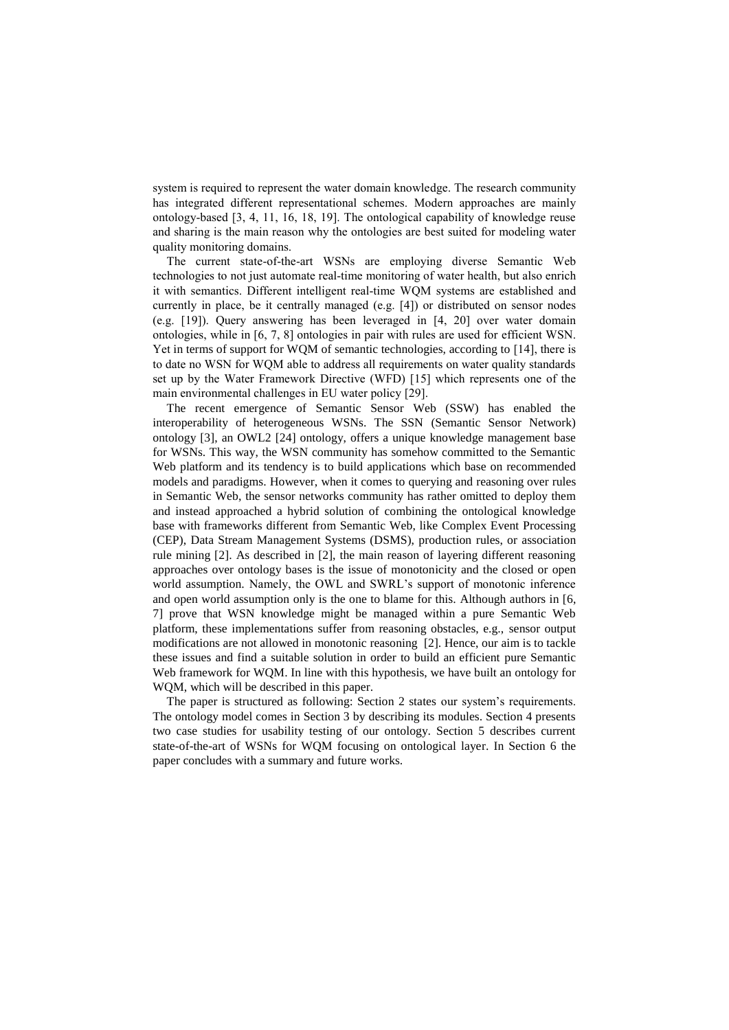system is required to represent the water domain knowledge. The research community has integrated different representational schemes. Modern approaches are mainly ontology-based [3, 4, 11, 16, 18, 19]. The ontological capability of knowledge reuse and sharing is the main reason why the ontologies are best suited for modeling water quality monitoring domains.

The current state-of-the-art WSNs are employing diverse Semantic Web technologies to not just automate real-time monitoring of water health, but also enrich it with semantics. Different intelligent real-time WQM systems are established and currently in place, be it centrally managed (e.g. [4]) or distributed on sensor nodes (e.g. [19]). Query answering has been leveraged in [4, 20] over water domain ontologies, while in [6, 7, 8] ontologies in pair with rules are used for efficient WSN. Yet in terms of support for WQM of semantic technologies, according to [14], there is to date no WSN for WQM able to address all requirements on water quality standards set up by the Water Framework Directive (WFD) [15] which represents one of the main environmental challenges in EU water policy [29].

The recent emergence of Semantic Sensor Web (SSW) has enabled the interoperability of heterogeneous WSNs. The SSN (Semantic Sensor Network) ontology [3], an OWL2 [24] ontology, offers a unique knowledge management base for WSNs. This way, the WSN community has somehow committed to the Semantic Web platform and its tendency is to build applications which base on recommended models and paradigms. However, when it comes to querying and reasoning over rules in Semantic Web, the sensor networks community has rather omitted to deploy them and instead approached a hybrid solution of combining the ontological knowledge base with frameworks different from Semantic Web, like Complex Event Processing (CEP), Data Stream Management Systems (DSMS), production rules, or association rule mining [2]. As described in [2], the main reason of layering different reasoning approaches over ontology bases is the issue of monotonicity and the closed or open world assumption. Namely, the OWL and SWRL's support of monotonic inference and open world assumption only is the one to blame for this. Although authors in [6, 7] prove that WSN knowledge might be managed within a pure Semantic Web platform, these implementations suffer from reasoning obstacles, e.g., sensor output modifications are not allowed in monotonic reasoning [2]. Hence, our aim is to tackle these issues and find a suitable solution in order to build an efficient pure Semantic Web framework for WQM. In line with this hypothesis, we have built an ontology for WQM, which will be described in this paper.

The paper is structured as following: Section 2 states our system's requirements. The ontology model comes in Section 3 by describing its modules. Section 4 presents two case studies for usability testing of our ontology. Section 5 describes current state-of-the-art of WSNs for WQM focusing on ontological layer. In Section 6 the paper concludes with a summary and future works.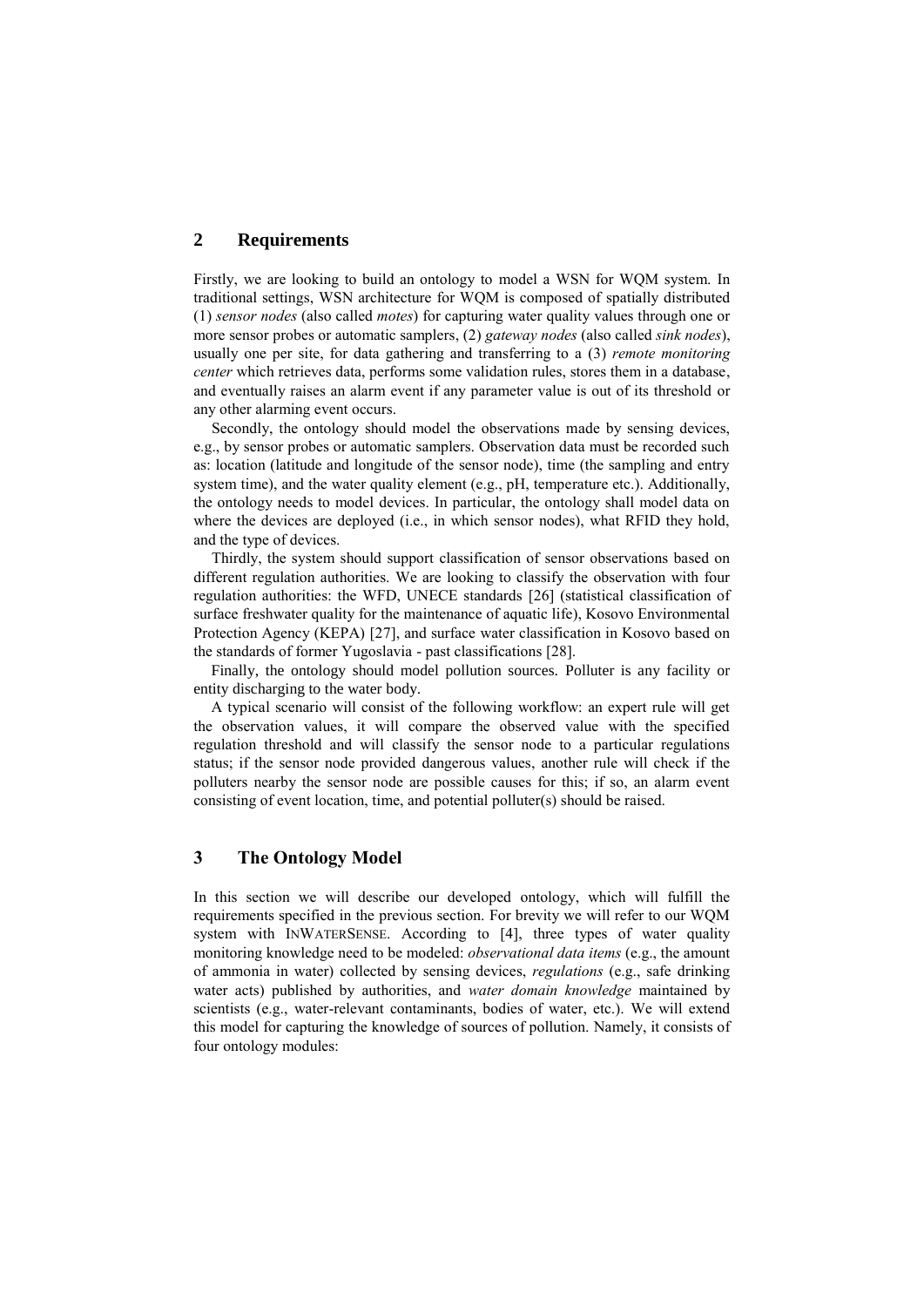## 2 Requirements

Firstly, we are looking to build an ontology to model a WSN for WQM system. In traditional settings, WSN architecture for WQM is composed of spatially distributed (1) *sensor nodes* (also called *motes*) for capturing water quality values through one or more sensor probes or automatic samplers, (2) *gateway nodes* (also called *sink nodes*), usually one per site, for data gathering and transferring to a (3) *remote monitoring center* which retrieves data, performs some validation rules, stores them in a database, and eventually raises an alarm event if any parameter value is out of its threshold or any other alarming event occurs.

Secondly, the ontology should model the observations made by sensing devices, e.g., by sensor probes or automatic samplers. Observation data must be recorded such as: location (latitude and longitude of the sensor node), time (the sampling and entry system time), and the water quality element (e.g., pH, temperature etc.). Additionally, the ontology needs to model devices. In particular, the ontology shall model data on where the devices are deployed (i.e., in which sensor nodes), what RFID they hold, and the type of devices.

Thirdly, the system should support classification of sensor observations based on different regulation authorities. We are looking to classify the observation with four regulation authorities: the WFD, UNECE standards [26] (statistical classification of surface freshwater quality for the maintenance of aquatic life), Kosovo Environmental Protection Agency (KEPA) [27], and surface water classification in Kosovo based on the standards of former Yugoslavia - past classifications [28].

Finally, the ontology should model pollution sources. Polluter is any facility or entity discharging to the water body.

A typical scenario will consist of the following workflow: an expert rule will get the observation values, it will compare the observed value with the specified regulation threshold and will classify the sensor node to a particular regulations status; if the sensor node provided dangerous values, another rule will check if the polluters nearby the sensor node are possible causes for this; if so, an alarm event consisting of event location, time, and potential polluter(s) should be raised.

## 3 The Ontology Model

In this section we will describe our developed ontology, which will fulfill the requirements specified in the previous section. For brevity we will refer to our WQM system with INWATERSENSE. According to [4], three types of water quality monitoring knowledge need to be modeled: *observational data items* (e.g., the amount of ammonia in water) collected by sensing devices, *regulations* (e.g., safe drinking water acts) published by authorities, and *water domain knowledge* maintained by scientists (e.g., water-relevant contaminants, bodies of water, etc.). We will extend this model for capturing the knowledge of sources of pollution. Namely, it consists of four ontology modules: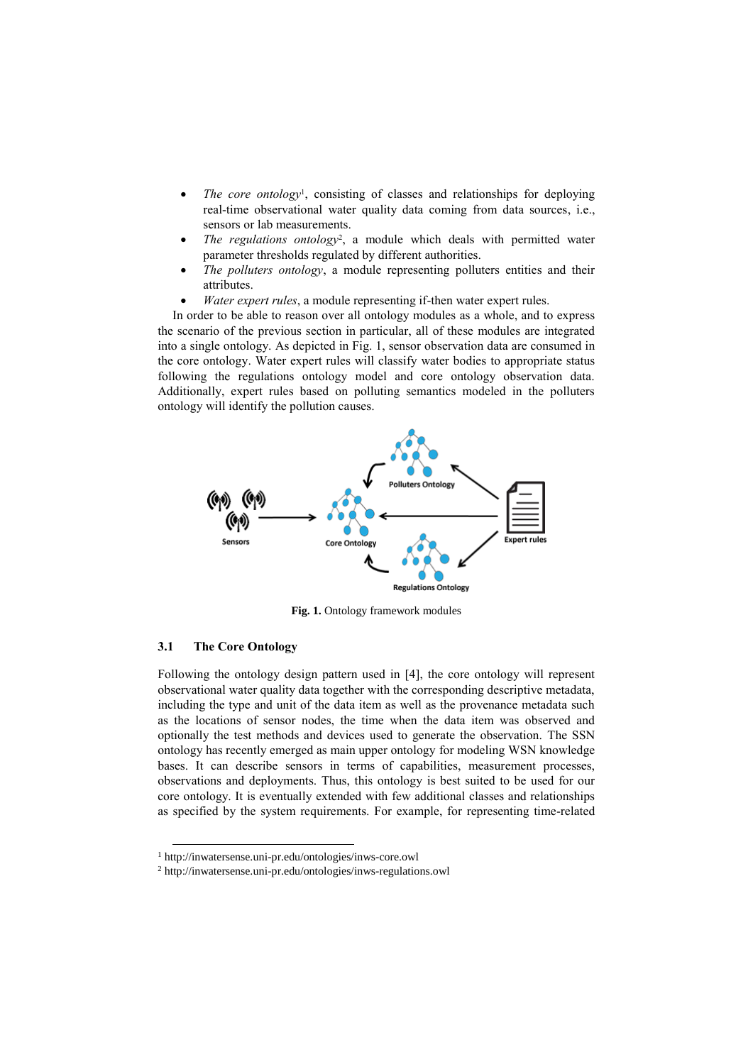- *The core ontology*[1], consisting of classes and relationships for deploying real-time observational water quality data coming from data sources, i.e., sensors or lab measurements.
- *The regulations ontology*[2], a module which deals with permitted water parameter thresholds regulated by different authorities.
- *The polluters ontology*, a module representing polluters entities and their attributes.
- *Water expert rules*, a module representing if-then water expert rules.

In order to be able to reason over all ontology modules as a whole, and to express the scenario of the previous section in particular, all of these modules are integrated into a single ontology. As depicted in Fig. 1, sensor observation data are consumed in the core ontology. Water expert rules will classify water bodies to appropriate status following the regulations ontology model and core ontology observation data. Additionally, expert rules based on polluting semantics modeled in the polluters ontology will identify the pollution causes.

**Fig. 1.** Ontology framework modules

### 3.1 The Core Ontology

Following the ontology design pattern used in [4], the core ontology will represent observational water quality data together with the corresponding descriptive metadata, including the type and unit of the data item as well as the provenance metadata such as the locations of sensor nodes, the time when the data item was observed and optionally the test methods and devices used to generate the observation. The SSN ontology has recently emerged as main upper ontology for modeling WSN knowledge bases. It can describe sensors in terms of capabilities, measurement processes, observations and deployments. Thus, this ontology is best suited to be used for our core ontology. It is eventually extended with few additional classes and relationships as specified by the system requirements. For example, for representing time-related

[1] http://inwatersense.uni-pr.edu/ontologies/inws-core.owl

[2] http://inwatersense.uni-pr.edu/ontologies/inws-regulations.owl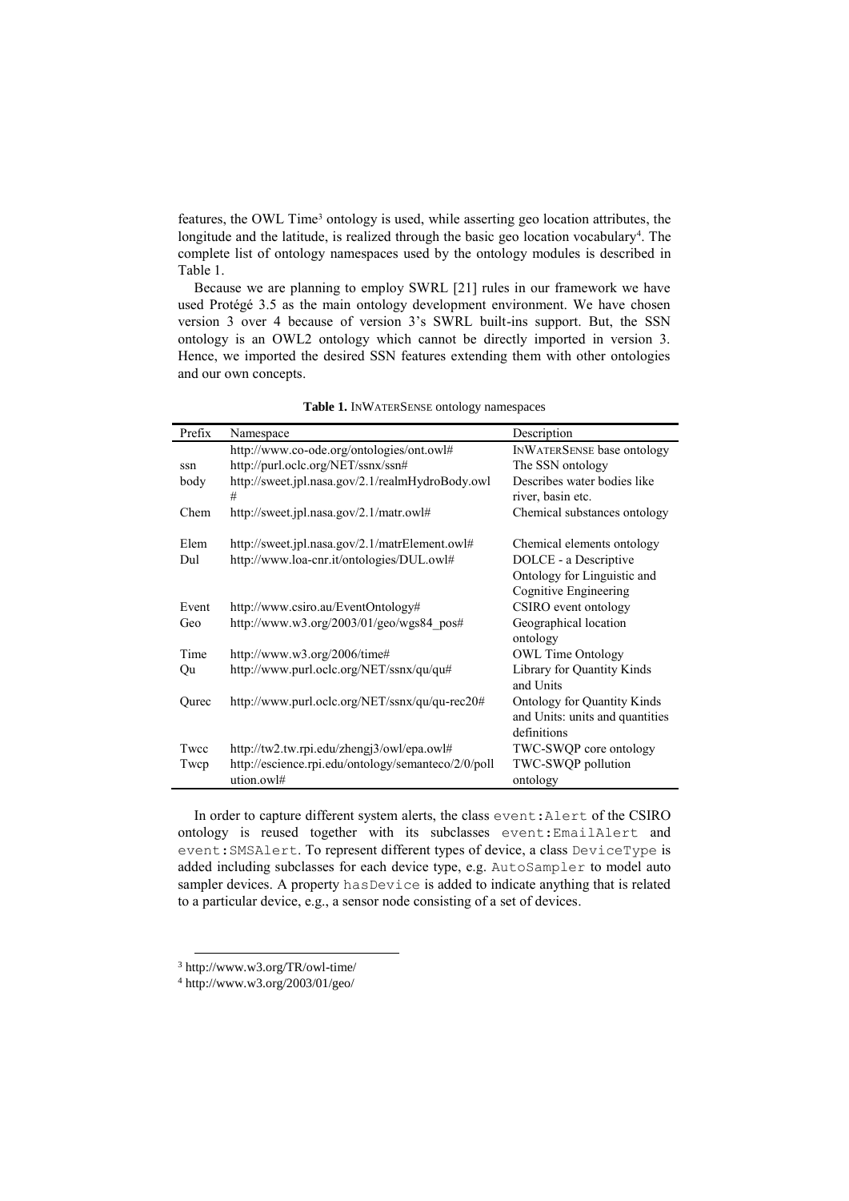features, the OWL Time[3] ontology is used, while asserting geo location attributes, the longitude and the latitude, is realized through the basic geo location vocabulary[4]. The complete list of ontology namespaces used by the ontology modules is described in Table 1.

Because we are planning to employ SWRL [21] rules in our framework we have used Protégé 3.5 as the main ontology development environment. We have chosen version 3 over 4 because of version 3's SWRL built-ins support. But, the SSN ontology is an OWL2 ontology which cannot be directly imported in version 3. Hence, we imported the desired SSN features extending them with other ontologies and our own concepts.

**Table 1.** INWATERSENSE ontology namespaces

| Prefix | Namespace | Description |
|---|---|---|
| | http://www.co-ode.org/ontologies/ont.owl# | INWATERSENSE base ontology |
| ssn | http://purl.oclc.org/NET/ssnx/ssn# | The SSN ontology |
| body | http://sweet.jpl.nasa.gov/2.1/realmHydroBody.owl# | Describes water bodies like river, basin etc. |
| Chem | http://sweet.jpl.nasa.gov/2.1/matr.owl# | Chemical substances ontology |
| Elem | http://sweet.jpl.nasa.gov/2.1/matrElement.owl# | Chemical elements ontology |
| Dul | http://www.loa-cnr.it/ontologies/DUL.owl# | DOLCE - a Descriptive Ontology for Linguistic and Cognitive Engineering |
| Event | http://www.csiro.au/EventOntology# | CSIRO event ontology |
| Geo | http://www.w3.org/2003/01/geo/wgs84_pos# | Geographical location ontology |
| Time | http://www.w3.org/2006/time# | OWL Time Ontology |
| Qu | http://www.purl.oclc.org/NET/ssnx/qu/qu# | Library for Quantity Kinds and Units |
| Qurec | http://www.purl.oclc.org/NET/ssnx/qu/qu-rec20# | Ontology for Quantity Kinds and Units: units and quantities definitions |
| Twcc | http://tw2.tw.rpi.edu/zhengj3/owl/epa.owl# | TWC-SWQP core ontology |
| Twcp | http://escience.rpi.edu/ontology/semanteco/2/0/pollution.owl# | TWC-SWQP pollution ontology |

In order to capture different system alerts, the class `event:Alert` of the CSIRO ontology is reused together with its subclasses `event:EmailAlert` and `event:SMSAlert`. To represent different types of device, a class `DeviceType` is added including subclasses for each device type, e.g. `AutoSampler` to model auto sampler devices. A property `hasDevice` is added to indicate anything that is related to a particular device, e.g., a sensor node consisting of a set of devices.

[3] http://www.w3.org/TR/owl-time/

[4] http://www.w3.org/2003/01/geo/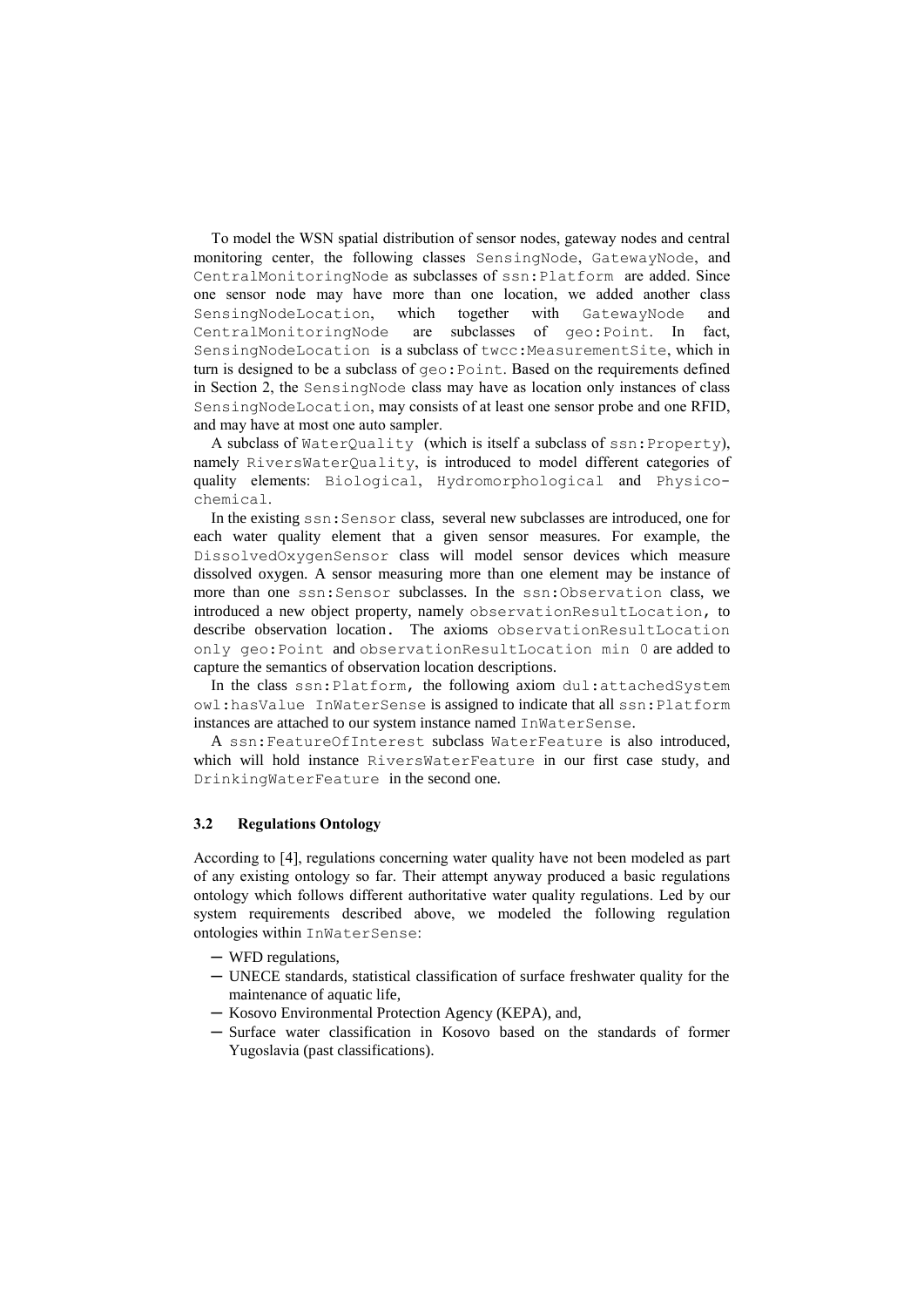To model the WSN spatial distribution of sensor nodes, gateway nodes and central monitoring center, the following classes `SensingNode`, `GatewayNode`, and `CentralMonitoringNode` as subclasses of `ssn:Platform` are added. Since one sensor node may have more than one location, we added another class `SensingNodeLocation`, which together with `GatewayNode` and `CentralMonitoringNode` are subclasses of `geo:Point`. In fact, `SensingNodeLocation` is a subclass of `twcc:MeasurementSite`, which in turn is designed to be a subclass of `geo:Point`. Based on the requirements defined in Section 2, the `SensingNode` class may have as location only instances of class `SensingNodeLocation`, may consists of at least one sensor probe and one RFID, and may have at most one auto sampler.

A subclass of `WaterQuality` (which is itself a subclass of `ssn:Property`), namely `RiversWaterQuality`, is introduced to model different categories of quality elements: `Biological`, `Hydromorphological` and `Physico-chemical`.

In the existing `ssn:Sensor` class, several new subclasses are introduced, one for each water quality element that a given sensor measures. For example, the `DissolvedOxygenSensor` class will model sensor devices which measure dissolved oxygen. A sensor measuring more than one element may be instance of more than one `ssn:Sensor` subclasses. In the `ssn:Observation` class, we introduced a new object property, namely `observationResultLocation`, to describe observation location. The axioms `observationResultLocation only geo:Point` and `observationResultLocation min 0` are added to capture the semantics of observation location descriptions.

In the class `ssn:Platform`, the following axiom `dul:attachedSystem owl:hasValue InWaterSense` is assigned to indicate that all `ssn:Platform` instances are attached to our system instance named `InWaterSense`.

A `ssn:FeatureOfInterest` subclass `WaterFeature` is also introduced, which will hold instance `RiversWaterFeature` in our first case study, and `DrinkingWaterFeature` in the second one.

### 3.2 Regulations Ontology

According to [4], regulations concerning water quality have not been modeled as part of any existing ontology so far. Their attempt anyway produced a basic regulations ontology which follows different authoritative water quality regulations. Led by our system requirements described above, we modeled the following regulation ontologies within `InWaterSense`:

- WFD regulations,
- UNECE standards, statistical classification of surface freshwater quality for the maintenance of aquatic life,
- Kosovo Environmental Protection Agency (KEPA), and,
- Surface water classification in Kosovo based on the standards of former Yugoslavia (past classifications).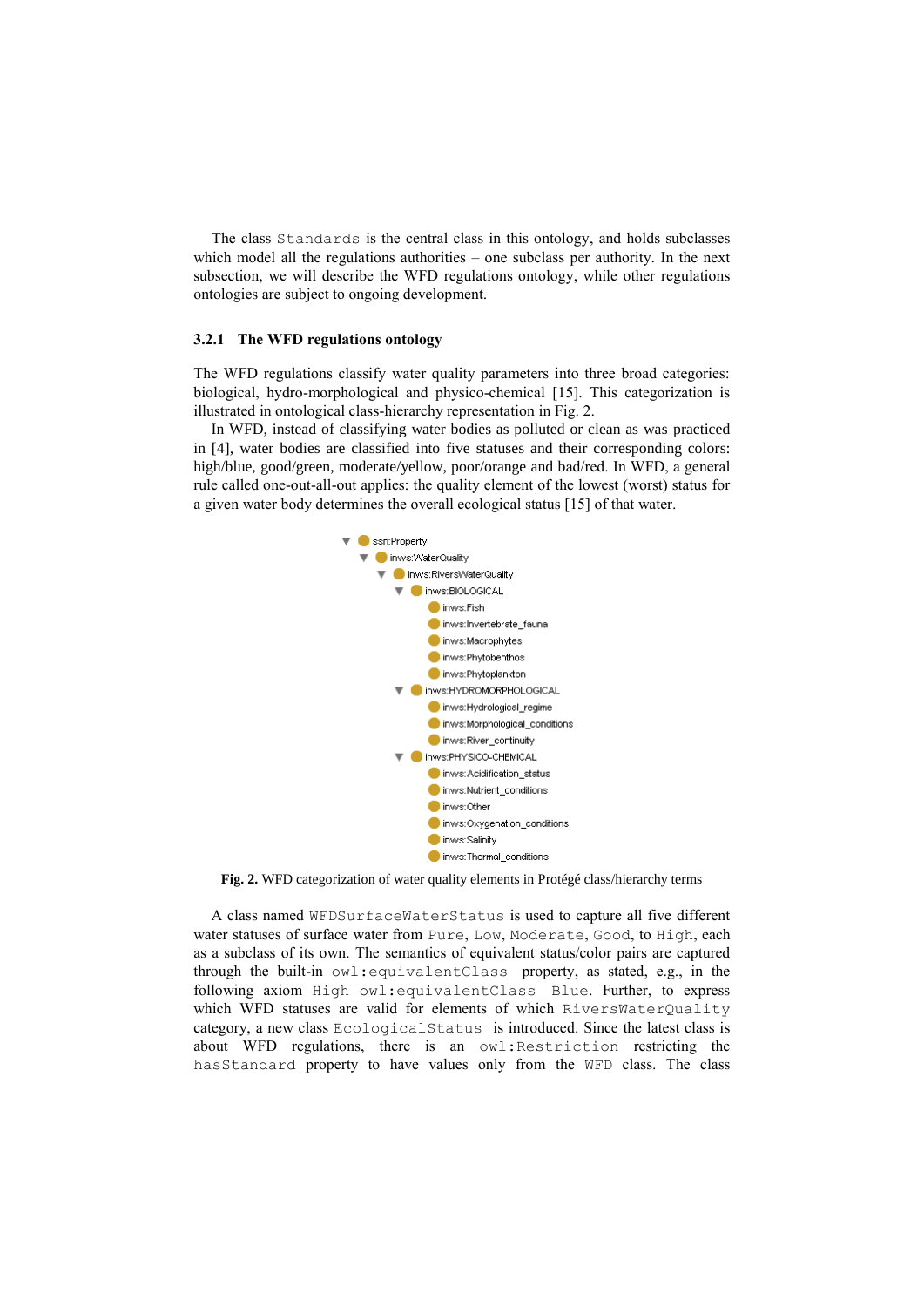The class `Standards` is the central class in this ontology, and holds subclasses which model all the regulations authorities – one subclass per authority. In the next subsection, we will describe the WFD regulations ontology, while other regulations ontologies are subject to ongoing development.

### 3.2.1 The WFD regulations ontology

The WFD regulations classify water quality parameters into three broad categories: biological, hydro-morphological and physico-chemical [15]. This categorization is illustrated in ontological class-hierarchy representation in Fig. 2.

In WFD, instead of classifying water bodies as polluted or clean as was practiced in [4], water bodies are classified into five statuses and their corresponding colors: high/blue, good/green, moderate/yellow, poor/orange and bad/red. In WFD, a general rule called one-out-all-out applies: the quality element of the lowest (worst) status for a given water body determines the overall ecological status [15] of that water.

- ssn:Property
  - inws:WaterQuality
    - inws:RiversWaterQuality
      - inws:BIOLOGICAL
        - inws:Fish
        - inws:Invertebrate_fauna
        - inws:Macrophytes
        - inws:Phytobenthos
        - inws:Phytoplankton
      - inws:HYDROMORPHOLOGICAL
        - inws:Hydrological_regime
        - inws:Morphological_conditions
        - inws:River_continuity
      - inws:PHYSICO-CHEMICAL
        - inws:Acidification_status
        - inws:Nutrient_conditions
        - inws:Other
        - inws:Oxygenation_conditions
        - inws:Salinity
        - inws:Thermal_conditions

**Fig. 2.** WFD categorization of water quality elements in Protégé class/hierarchy terms

A class named `WFDSurfaceWaterStatus` is used to capture all five different water statuses of surface water from `Pure`, `Low`, `Moderate`, `Good`, to `High`, each as a subclass of its own. The semantics of equivalent status/color pairs are captured through the built-in `owl:equivalentClass` property, as stated, e.g., in the following axiom `High owl:equivalentClass Blue`. Further, to express which WFD statuses are valid for elements of which `RiversWaterQuality` category, a new class `EcologicalStatus` is introduced. Since the latest class is about WFD regulations, there is an `owl:Restriction` restricting the `hasStandard` property to have values only from the `WFD` class. The class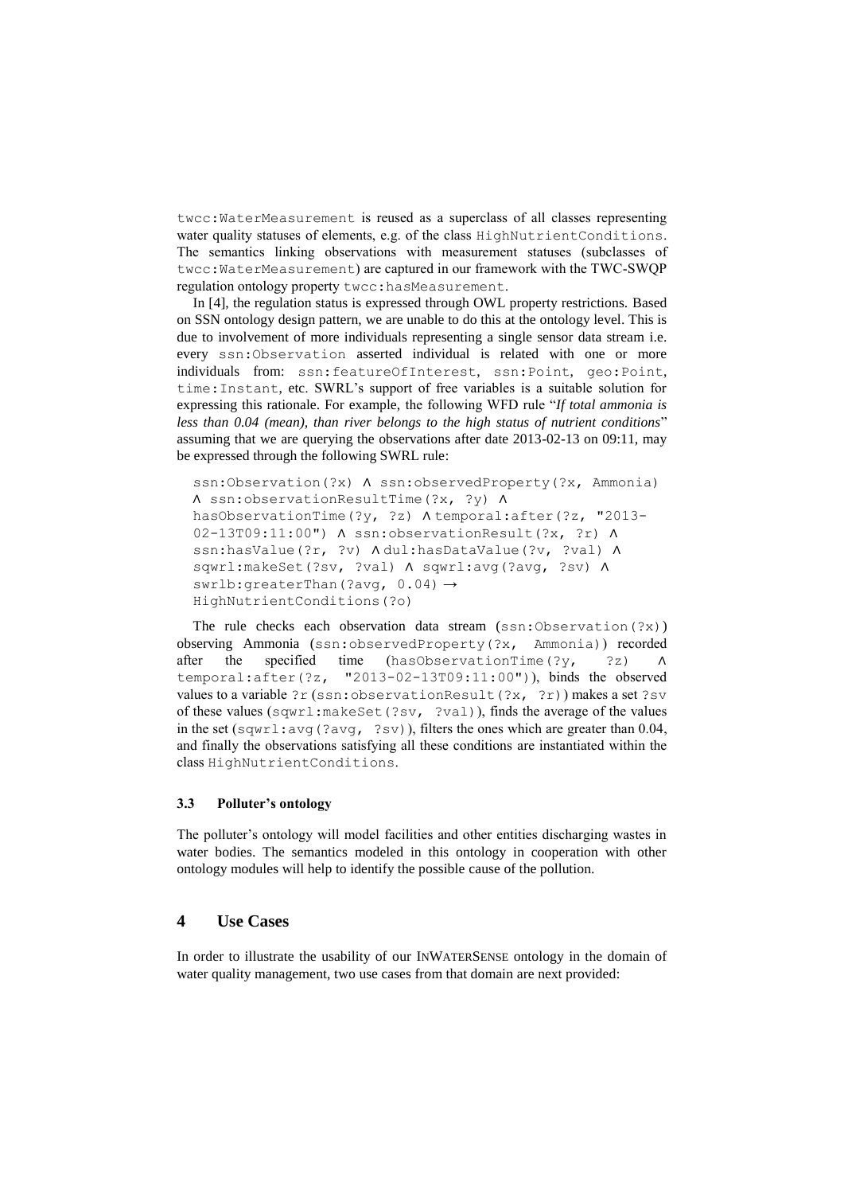twcc:WaterMeasurement is reused as a superclass of all classes representing water quality statuses of elements, e.g. of the class HighNutrientConditions. The semantics linking observations with measurement statuses (subclasses of twcc:WaterMeasurement) are captured in our framework with the TWC-SWQP regulation ontology property twcc:hasMeasurement.

In [4], the regulation status is expressed through OWL property restrictions. Based on SSN ontology design pattern, we are unable to do this at the ontology level. This is due to involvement of more individuals representing a single sensor data stream i.e. every ssn:Observation asserted individual is related with one or more individuals from: ssn:featureOfInterest, ssn:Point, geo:Point, time:Instant, etc. SWRL's support of free variables is a suitable solution for expressing this rationale. For example, the following WFD rule "*If total ammonia is less than 0.04 (mean), than river belongs to the high status of nutrient conditions*" assuming that we are querying the observations after date 2013-02-13 on 09:11, may be expressed through the following SWRL rule:

```
ssn:Observation(?x) ∧ ssn:observedProperty(?x, Ammonia)
∧ ssn:observationResultTime(?x, ?y) ∧
hasObservationTime(?y, ?z) ∧ temporal:after(?z, "2013-
02-13T09:11:00") ∧ ssn:observationResult(?x, ?r) ∧
ssn:hasValue(?r, ?v) ∧ dul:hasDataValue(?v, ?val) ∧
sqwrl:makeSet(?sv, ?val) ∧ sqwrl:avg(?avg, ?sv) ∧
swrlb:greaterThan(?avg, 0.04) →
HighNutrientConditions(?o)
```

The rule checks each observation data stream (ssn:Observation(?x)) observing Ammonia (ssn:observedProperty(?x, Ammonia)) recorded after the specified time (hasObservationTime(?y, ?z) ∧ temporal:after(?z, "2013-02-13T09:11:00")), binds the observed values to a variable ?r (ssn:observationResult(?x, ?r)) makes a set ?sv of these values (sqwrl:makeSet(?sv, ?val)), finds the average of the values in the set (sqwrl:avg(?avg, ?sv)), filters the ones which are greater than 0.04, and finally the observations satisfying all these conditions are instantiated within the class HighNutrientConditions.

### 3.3 Polluter's ontology

The polluter's ontology will model facilities and other entities discharging wastes in water bodies. The semantics modeled in this ontology in cooperation with other ontology modules will help to identify the possible cause of the pollution.

## 4 Use Cases

In order to illustrate the usability of our INWATERSENSE ontology in the domain of water quality management, two use cases from that domain are next provided: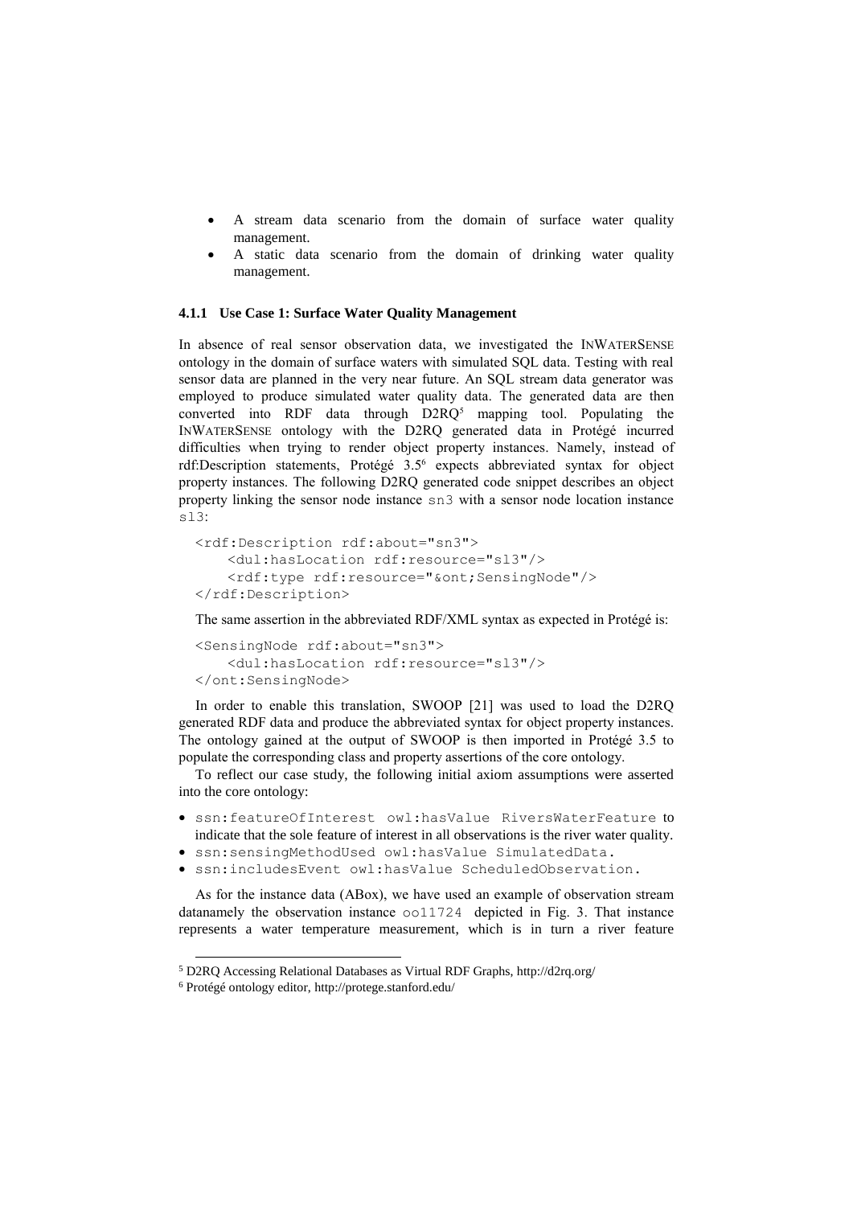- A stream data scenario from the domain of surface water quality management.
- A static data scenario from the domain of drinking water quality management.

#### 4.1.1 Use Case 1: Surface Water Quality Management

In absence of real sensor observation data, we investigated the INWATERSENSE ontology in the domain of surface waters with simulated SQL data. Testing with real sensor data are planned in the very near future. An SQL stream data generator was employed to produce simulated water quality data. The generated data are then converted into RDF data through D2RQ[5] mapping tool. Populating the INWATERSENSE ontology with the D2RQ generated data in Protégé incurred difficulties when trying to render object property instances. Namely, instead of rdf:Description statements, Protégé 3.5[6] expects abbreviated syntax for object property instances. The following D2RQ generated code snippet describes an object property linking the sensor node instance `sn3` with a sensor node location instance `sl3`:

```
<rdf:Description rdf:about="sn3">
    <dul:hasLocation rdf:resource="sl3"/>
    <rdf:type rdf:resource="&ont;SensingNode"/>
</rdf:Description>
```

The same assertion in the abbreviated RDF/XML syntax as expected in Protégé is:

```
<SensingNode rdf:about="sn3">
    <dul:hasLocation rdf:resource="sl3"/>
</ont:SensingNode>
```

In order to enable this translation, SWOOP [21] was used to load the D2RQ generated RDF data and produce the abbreviated syntax for object property instances. The ontology gained at the output of SWOOP is then imported in Protégé 3.5 to populate the corresponding class and property assertions of the core ontology.

To reflect our case study, the following initial axiom assumptions were asserted into the core ontology:

- `ssn:featureOfInterest owl:hasValue RiversWaterFeature` to indicate that the sole feature of interest in all observations is the river water quality.
- `ssn:sensingMethodUsed owl:hasValue SimulatedData.`
- `ssn:includesEvent owl:hasValue ScheduledObservation.`

As for the instance data (ABox), we have used an example of observation stream datanamely the observation instance `oo11724` depicted in Fig. 3. That instance represents a water temperature measurement, which is in turn a river feature

[5] D2RQ Accessing Relational Databases as Virtual RDF Graphs, http://d2rq.org/

[6] Protégé ontology editor, http://protege.stanford.edu/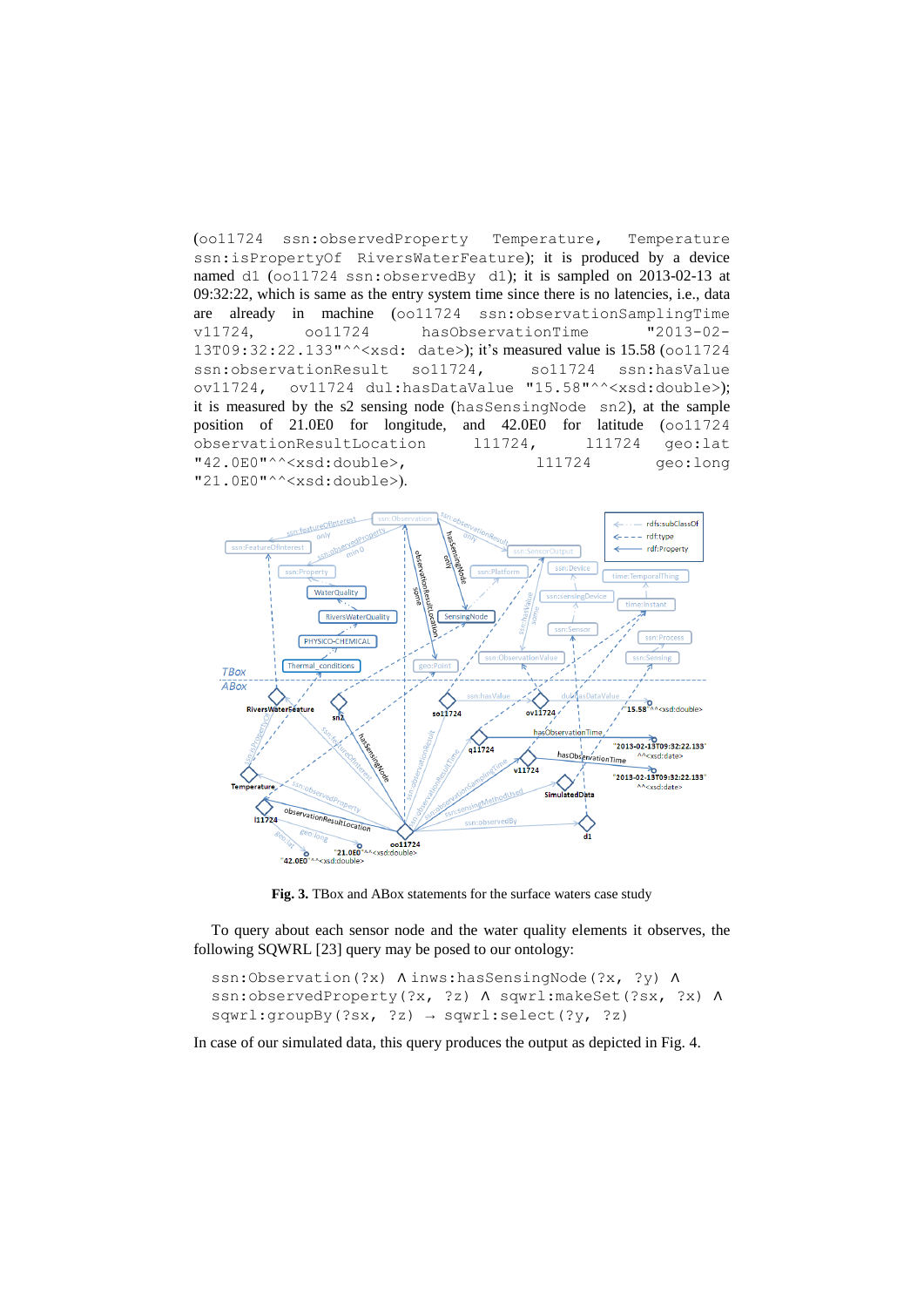(oo11724 ssn:observedProperty Temperature, Temperature ssn:isPropertyOf RiversWaterFeature); it is produced by a device named d1 (oo11724 ssn:observedBy d1); it is sampled on 2013-02-13 at 09:32:22, which is same as the entry system time since there is no latencies, i.e., data are already in machine (oo11724 ssn:observationSamplingTime v11724, oo11724 hasObservationTime "2013-02-13T09:32:22.133"^^<xsd: date>); it's measured value is 15.58 (oo11724 ssn:observationResult so11724, so11724 ssn:hasValue ov11724, ov11724 dul:hasDataValue "15.58"^^<xsd:double>); it is measured by the s2 sensing node (hasSensingNode sn2), at the sample position of 21.0E0 for longitude, and 42.0E0 for latitude (oo11724 observationResultLocation l11724, l11724 geo:lat "42.0E0"^^<xsd:double>, l11724 geo:long "21.0E0"^^<xsd:double>).

**Fig. 3.** TBox and ABox statements for the surface waters case study

To query about each sensor node and the water quality elements it observes, the following SQWRL [23] query may be posed to our ontology:

```
ssn:Observation(?x) ∧ inws:hasSensingNode(?x, ?y) ∧
ssn:observedProperty(?x, ?z) ∧ sqwrl:makeSet(?sx, ?x) ∧
sqwrl:groupBy(?sx, ?z) → sqwrl:select(?y, ?z)
```

In case of our simulated data, this query produces the output as depicted in Fig. 4.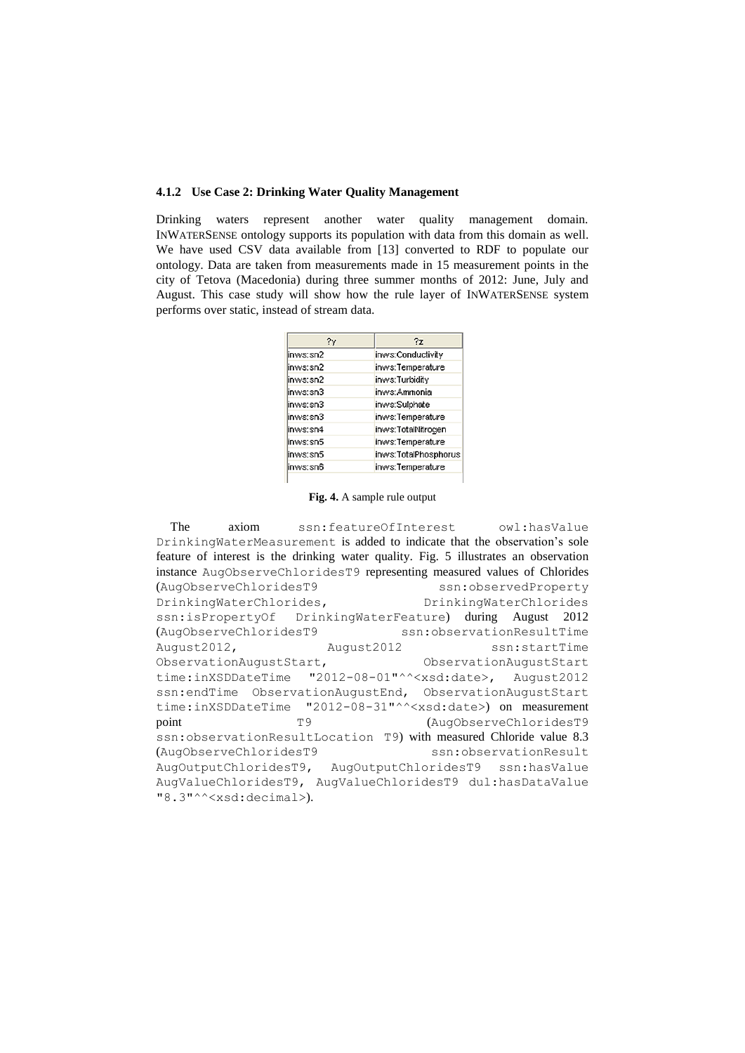#### 4.1.2 Use Case 2: Drinking Water Quality Management

Drinking waters represent another water quality management domain. INWATERSENSE ontology supports its population with data from this domain as well. We have used CSV data available from [13] converted to RDF to populate our ontology. Data are taken from measurements made in 15 measurement points in the city of Tetova (Macedonia) during three summer months of 2012: June, July and August. This case study will show how the rule layer of INWATERSENSE system performs over static, instead of stream data.

| ?y | ?z |
|---|---|
| inws:sn2 | inws:Conductivity |
| inws:sn2 | inws:Temperature |
| inws:sn2 | inws:Turbidity |
| inws:sn3 | inws:Ammonia |
| inws:sn3 | inws:Sulphate |
| inws:sn3 | inws:Temperature |
| inws:sn4 | inws:TotalNitrogen |
| inws:sn5 | inws:Temperature |
| inws:sn5 | inws:TotalPhosphorus |
| inws:sn6 | inws:Temperature |

**Fig. 4.** A sample rule output

The axiom `ssn:featureOfInterest owl:hasValue DrinkingWaterMeasurement` is added to indicate that the observation's sole feature of interest is the drinking water quality. Fig. 5 illustrates an observation instance `AugObserveChloridesT9` representing measured values of Chlorides (`AugObserveChloridesT9 ssn:observedProperty DrinkingWaterChlorides`, `DrinkingWaterChlorides ssn:isPropertyOf DrinkingWaterFeature`) during August 2012 (`AugObserveChloridesT9 ssn:observationResultTime August2012`, `August2012 ssn:startTime ObservationAugustStart`, `ObservationAugustStart time:inXSDDateTime "2012-08-01"^^<xsd:date>`, `August2012 ssn:endTime ObservationAugustEnd`, `ObservationAugustStart time:inXSDDateTime "2012-08-31"^^<xsd:date>`) on measurement point `T9` (`AugObserveChloridesT9 ssn:observationResultLocation T9`) with measured Chloride value 8.3 (`AugObserveChloridesT9 ssn:observationResult AugOutputChloridesT9`, `AugOutputChloridesT9 ssn:hasValue AugValueChloridesT9`, `AugValueChloridesT9 dul:hasDataValue "8.3"^^<xsd:decimal>`).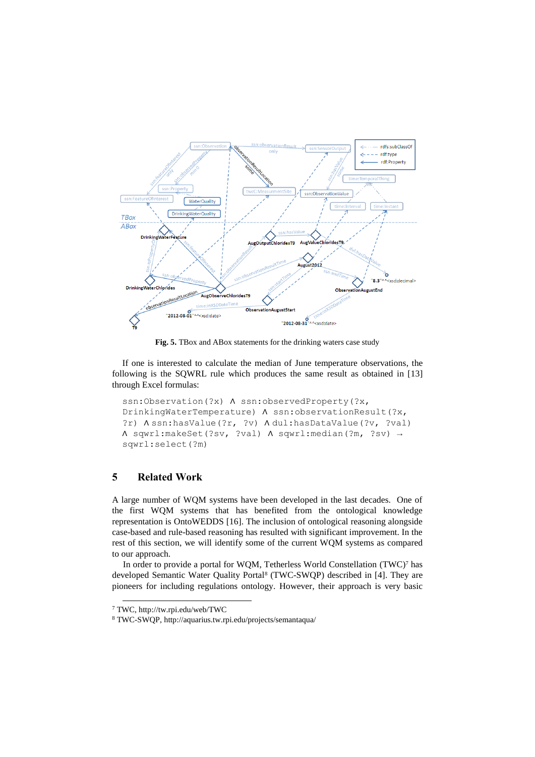**Fig. 5.** TBox and ABox statements for the drinking waters case study

If one is interested to calculate the median of June temperature observations, the following is the SQWRL rule which produces the same result as obtained in [13] through Excel formulas:

```
ssn:Observation(?x) ∧ ssn:observedProperty(?x,
DrinkingWaterTemperature) ∧ ssn:observationResult(?x,
?r) ∧ssn:hasValue(?r, ?v) ∧dul:hasDataValue(?v, ?val)
∧ sqwrl:makeSet(?sv, ?val) ∧ sqwrl:median(?m, ?sv) →
sqwrl:select(?m)
```

## 5 Related Work

A large number of WQM systems have been developed in the last decades. One of the first WQM systems that has benefited from the ontological knowledge representation is OntoWEDDS [16]. The inclusion of ontological reasoning alongside case-based and rule-based reasoning has resulted with significant improvement. In the rest of this section, we will identify some of the current WQM systems as compared to our approach.

In order to provide a portal for WQM, Tetherless World Constellation (TWC)[7] has developed Semantic Water Quality Portal[8] (TWC-SWQP) described in [4]. They are pioneers for including regulations ontology. However, their approach is very basic

[7] TWC, http://tw.rpi.edu/web/TWC

[8] TWC-SWQP, http://aquarius.tw.rpi.edu/projects/semantaqua/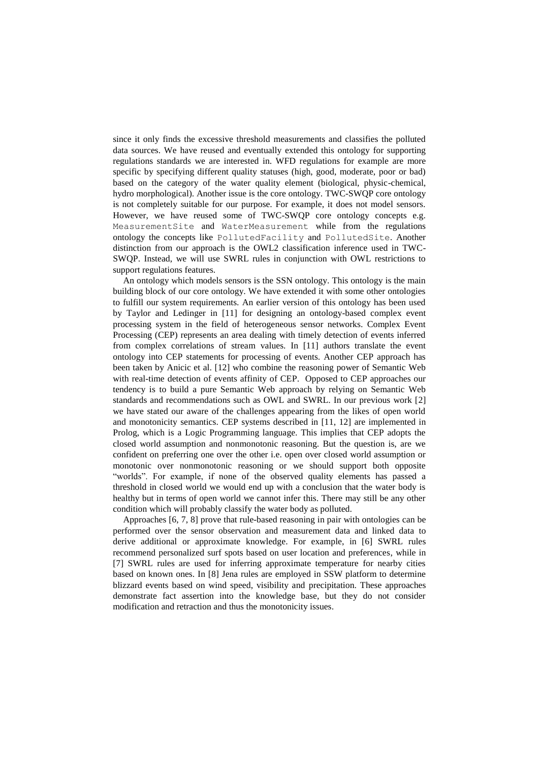since it only finds the excessive threshold measurements and classifies the polluted data sources. We have reused and eventually extended this ontology for supporting regulations standards we are interested in. WFD regulations for example are more specific by specifying different quality statuses (high, good, moderate, poor or bad) based on the category of the water quality element (biological, physic-chemical, hydro morphological). Another issue is the core ontology. TWC-SWQP core ontology is not completely suitable for our purpose. For example, it does not model sensors. However, we have reused some of TWC-SWQP core ontology concepts e.g. `MeasurementSite` and `WaterMeasurement` while from the regulations ontology the concepts like `PollutedFacility` and `PollutedSite`. Another distinction from our approach is the OWL2 classification inference used in TWC-SWQP. Instead, we will use SWRL rules in conjunction with OWL restrictions to support regulations features.

An ontology which models sensors is the SSN ontology. This ontology is the main building block of our core ontology. We have extended it with some other ontologies to fulfill our system requirements. An earlier version of this ontology has been used by Taylor and Ledinger in [11] for designing an ontology-based complex event processing system in the field of heterogeneous sensor networks. Complex Event Processing (CEP) represents an area dealing with timely detection of events inferred from complex correlations of stream values. In [11] authors translate the event ontology into CEP statements for processing of events. Another CEP approach has been taken by Anicic et al. [12] who combine the reasoning power of Semantic Web with real-time detection of events affinity of CEP. Opposed to CEP approaches our tendency is to build a pure Semantic Web approach by relying on Semantic Web standards and recommendations such as OWL and SWRL. In our previous work [2] we have stated our aware of the challenges appearing from the likes of open world and monotonicity semantics. CEP systems described in [11, 12] are implemented in Prolog, which is a Logic Programming language. This implies that CEP adopts the closed world assumption and nonmonotonic reasoning. But the question is, are we confident on preferring one over the other i.e. open over closed world assumption or monotonic over nonmonotonic reasoning or we should support both opposite "worlds". For example, if none of the observed quality elements has passed a threshold in closed world we would end up with a conclusion that the water body is healthy but in terms of open world we cannot infer this. There may still be any other condition which will probably classify the water body as polluted.

Approaches [6, 7, 8] prove that rule-based reasoning in pair with ontologies can be performed over the sensor observation and measurement data and linked data to derive additional or approximate knowledge. For example, in [6] SWRL rules recommend personalized surf spots based on user location and preferences, while in [7] SWRL rules are used for inferring approximate temperature for nearby cities based on known ones. In [8] Jena rules are employed in SSW platform to determine blizzard events based on wind speed, visibility and precipitation. These approaches demonstrate fact assertion into the knowledge base, but they do not consider modification and retraction and thus the monotonicity issues.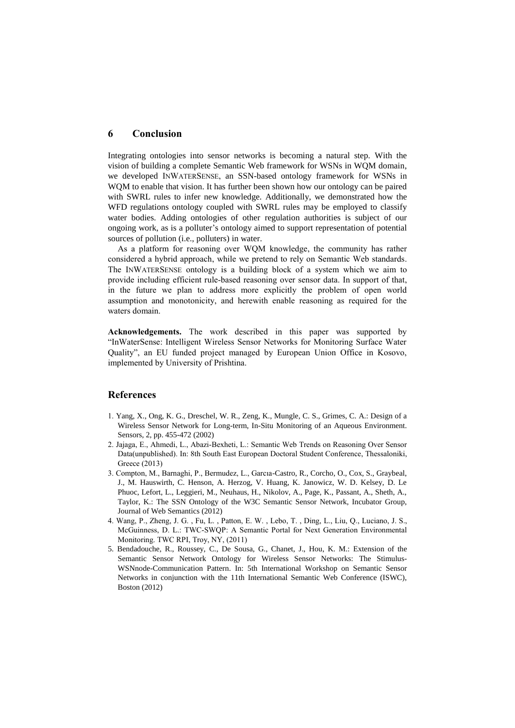## 6 Conclusion

Integrating ontologies into sensor networks is becoming a natural step. With the vision of building a complete Semantic Web framework for WSNs in WQM domain, we developed INWATERSENSE, an SSN-based ontology framework for WSNs in WQM to enable that vision. It has further been shown how our ontology can be paired with SWRL rules to infer new knowledge. Additionally, we demonstrated how the WFD regulations ontology coupled with SWRL rules may be employed to classify water bodies. Adding ontologies of other regulation authorities is subject of our ongoing work, as is a polluter's ontology aimed to support representation of potential sources of pollution (i.e., polluters) in water.

As a platform for reasoning over WQM knowledge, the community has rather considered a hybrid approach, while we pretend to rely on Semantic Web standards. The INWATERSENSE ontology is a building block of a system which we aim to provide including efficient rule-based reasoning over sensor data. In support of that, in the future we plan to address more explicitly the problem of open world assumption and monotonicity, and herewith enable reasoning as required for the waters domain.

**Acknowledgements.** The work described in this paper was supported by "InWaterSense: Intelligent Wireless Sensor Networks for Monitoring Surface Water Quality", an EU funded project managed by European Union Office in Kosovo, implemented by University of Prishtina.

## References

1. Yang, X., Ong, K. G., Dreschel, W. R., Zeng, K., Mungle, C. S., Grimes, C. A.: Design of a Wireless Sensor Network for Long-term, In-Situ Monitoring of an Aqueous Environment. Sensors, 2, pp. 455-472 (2002)
2. Jajaga, E., Ahmedi, L., Abazi-Bexheti, L.: Semantic Web Trends on Reasoning Over Sensor Data(unpublished). In: 8th South East European Doctoral Student Conference, Thessaloniki, Greece (2013)
3. Compton, M., Barnaghi, P., Bermudez, L., Garcıa-Castro, R., Corcho, O., Cox, S., Graybeal, J., M. Hauswirth, C. Henson, A. Herzog, V. Huang, K. Janowicz, W. D. Kelsey, D. Le Phuoc, Lefort, L., Leggieri, M., Neuhaus, H., Nikolov, A., Page, K., Passant, A., Sheth, A., Taylor, K.: The SSN Ontology of the W3C Semantic Sensor Network, Incubator Group, Journal of Web Semantics (2012)
4. Wang, P., Zheng, J. G. , Fu, L. , Patton, E. W. , Lebo, T. , Ding, L., Liu, Q., Luciano, J. S., McGuinness, D. L.: TWC-SWQP: A Semantic Portal for Next Generation Environmental Monitoring. TWC RPI, Troy, NY, (2011)
5. Bendadouche, R., Roussey, C., De Sousa, G., Chanet, J., Hou, K. M.: Extension of the Semantic Sensor Network Ontology for Wireless Sensor Networks: The Stimulus-WSNnode-Communication Pattern. In: 5th International Workshop on Semantic Sensor Networks in conjunction with the 11th International Semantic Web Conference (ISWC), Boston (2012)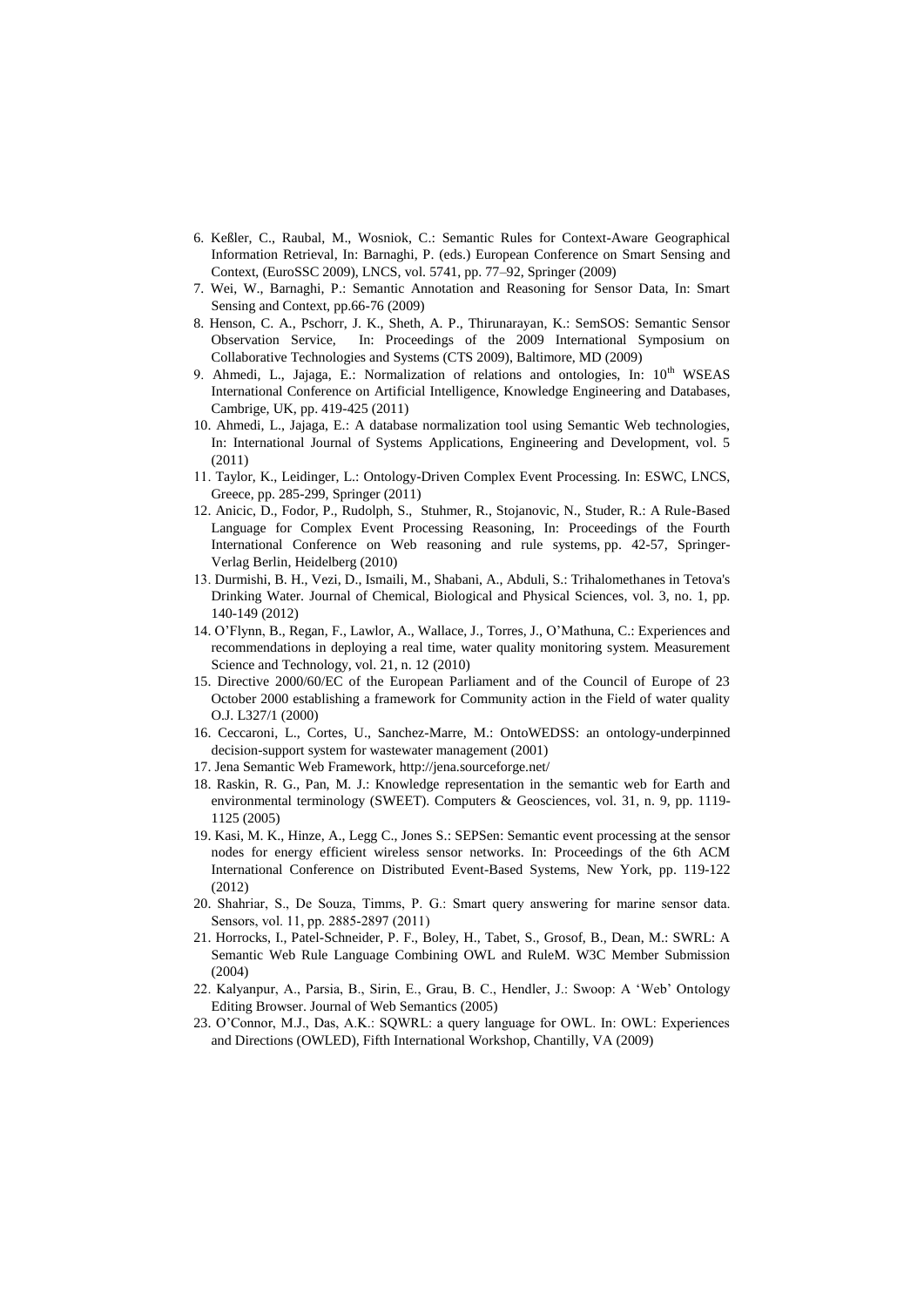6. Keßler, C., Raubal, M., Wosniok, C.: Semantic Rules for Context-Aware Geographical Information Retrieval, In: Barnaghi, P. (eds.) European Conference on Smart Sensing and Context, (EuroSSC 2009), LNCS, vol. 5741, pp. 77–92, Springer (2009)
7. Wei, W., Barnaghi, P.: Semantic Annotation and Reasoning for Sensor Data, In: Smart Sensing and Context, pp.66-76 (2009)
8. Henson, C. A., Pschorr, J. K., Sheth, A. P., Thirunarayan, K.: SemSOS: Semantic Sensor Observation Service, In: Proceedings of the 2009 International Symposium on Collaborative Technologies and Systems (CTS 2009), Baltimore, MD (2009)
9. Ahmedi, L., Jajaga, E.: Normalization of relations and ontologies, In: 10th WSEAS International Conference on Artificial Intelligence, Knowledge Engineering and Databases, Cambrige, UK, pp. 419-425 (2011)
10. Ahmedi, L., Jajaga, E.: A database normalization tool using Semantic Web technologies, In: International Journal of Systems Applications, Engineering and Development, vol. 5 (2011)
11. Taylor, K., Leidinger, L.: Ontology-Driven Complex Event Processing. In: ESWC, LNCS, Greece, pp. 285-299, Springer (2011)
12. Anicic, D., Fodor, P., Rudolph, S., Stuhmer, R., Stojanovic, N., Studer, R.: A Rule-Based Language for Complex Event Processing Reasoning, In: Proceedings of the Fourth International Conference on Web reasoning and rule systems, pp. 42-57, Springer-Verlag Berlin, Heidelberg (2010)
13. Durmishi, B. H., Vezi, D., Ismaili, M., Shabani, A., Abduli, S.: Trihalomethanes in Tetova's Drinking Water. Journal of Chemical, Biological and Physical Sciences, vol. 3, no. 1, pp. 140-149 (2012)
14. O'Flynn, B., Regan, F., Lawlor, A., Wallace, J., Torres, J., O'Mathuna, C.: Experiences and recommendations in deploying a real time, water quality monitoring system. Measurement Science and Technology, vol. 21, n. 12 (2010)
15. Directive 2000/60/EC of the European Parliament and of the Council of Europe of 23 October 2000 establishing a framework for Community action in the Field of water quality O.J. L327/1 (2000)
16. Ceccaroni, L., Cortes, U., Sanchez-Marre, M.: OntoWEDSS: an ontology-underpinned decision-support system for wastewater management (2001)
17. Jena Semantic Web Framework, http://jena.sourceforge.net/
18. Raskin, R. G., Pan, M. J.: Knowledge representation in the semantic web for Earth and environmental terminology (SWEET). Computers & Geosciences, vol. 31, n. 9, pp. 1119-1125 (2005)
19. Kasi, M. K., Hinze, A., Legg C., Jones S.: SEPSen: Semantic event processing at the sensor nodes for energy efficient wireless sensor networks. In: Proceedings of the 6th ACM International Conference on Distributed Event-Based Systems, New York, pp. 119-122 (2012)
20. Shahriar, S., De Souza, Timms, P. G.: Smart query answering for marine sensor data. Sensors, vol. 11, pp. 2885-2897 (2011)
21. Horrocks, I., Patel-Schneider, P. F., Boley, H., Tabet, S., Grosof, B., Dean, M.: SWRL: A Semantic Web Rule Language Combining OWL and RuleM. W3C Member Submission (2004)
22. Kalyanpur, A., Parsia, B., Sirin, E., Grau, B. C., Hendler, J.: Swoop: A 'Web' Ontology Editing Browser. Journal of Web Semantics (2005)
23. O'Connor, M.J., Das, A.K.: SQWRL: a query language for OWL. In: OWL: Experiences and Directions (OWLED), Fifth International Workshop, Chantilly, VA (2009)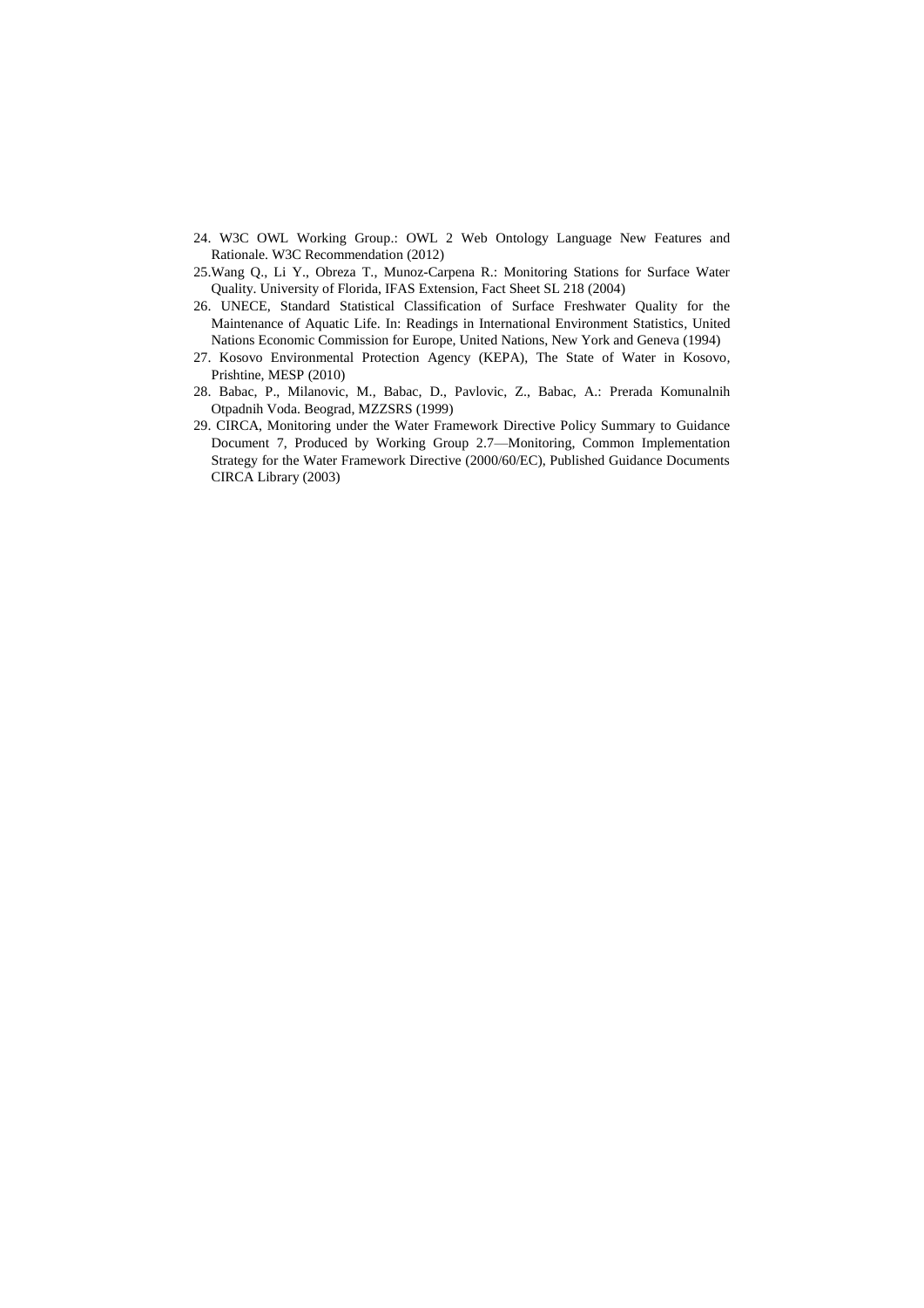24. W3C OWL Working Group.: OWL 2 Web Ontology Language New Features and Rationale. W3C Recommendation (2012)
25. Wang Q., Li Y., Obreza T., Munoz-Carpena R.: Monitoring Stations for Surface Water Quality. University of Florida, IFAS Extension, Fact Sheet SL 218 (2004)
26. UNECE, Standard Statistical Classification of Surface Freshwater Quality for the Maintenance of Aquatic Life. In: Readings in International Environment Statistics, United Nations Economic Commission for Europe, United Nations, New York and Geneva (1994)
27. Kosovo Environmental Protection Agency (KEPA), The State of Water in Kosovo, Prishtine, MESP (2010)
28. Babac, P., Milanovic, M., Babac, D., Pavlovic, Z., Babac, A.: Prerada Komunalnih Otpadnih Voda. Beograd, MZZSRS (1999)
29. CIRCA, Monitoring under the Water Framework Directive Policy Summary to Guidance Document 7, Produced by Working Group 2.7—Monitoring, Common Implementation Strategy for the Water Framework Directive (2000/60/EC), Published Guidance Documents CIRCA Library (2003)